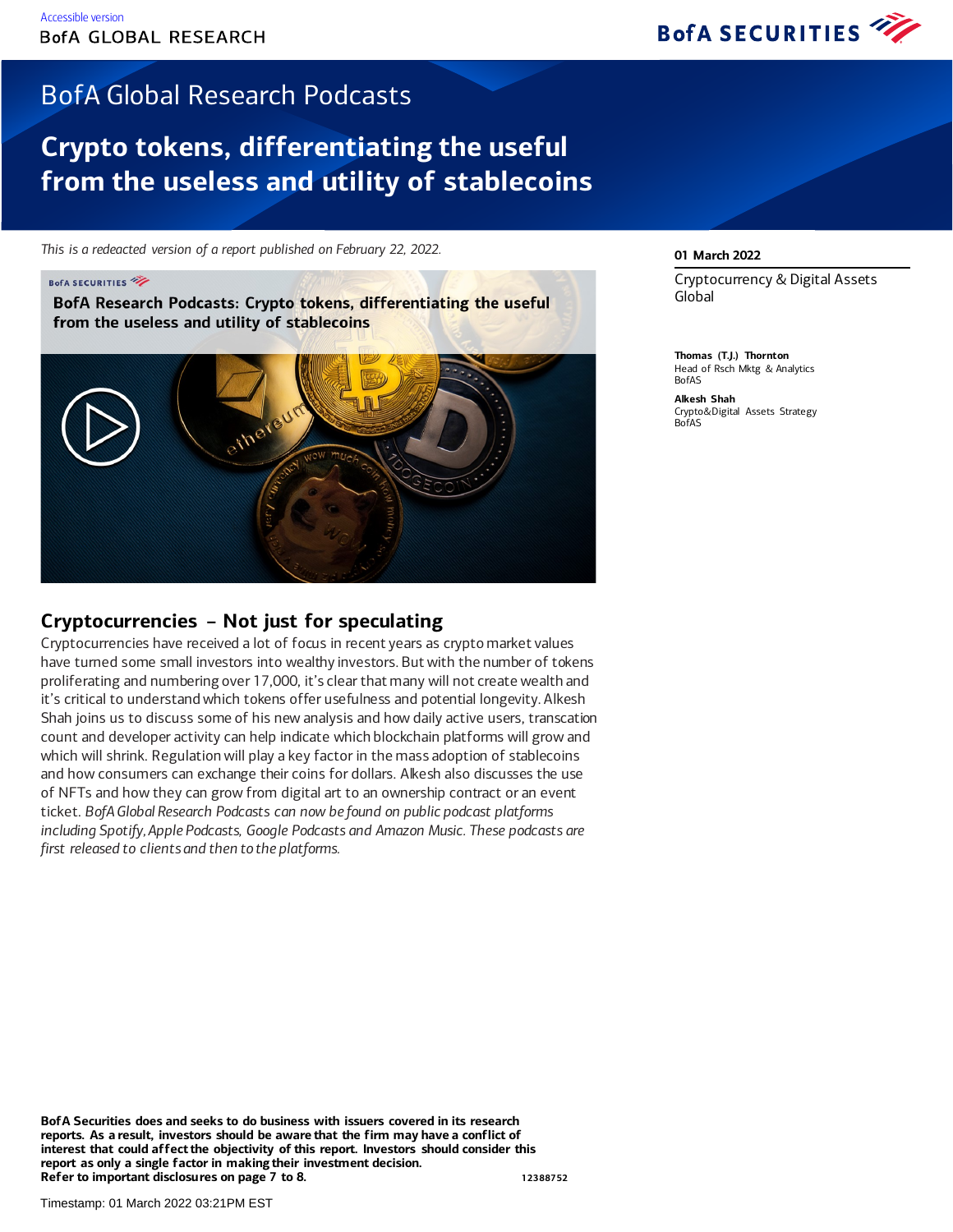Accessible version

BofA GLOBAL RESEARCH

# BofA Global Research Podcasts

## Crypto tokens, differentiating the useful from the useless and utility of stablecoins

*This is a redeacted version of a report published on February 22, 2022.*

01 March 2022

Cryptocurrency & Digital Assets
Global

**Thomas (T.J.) Thornton**
Head of Rsch Mktg & Analytics
BofAS

**Alkesh Shah**
Crypto&Digital Assets Strategy
BofAS

**BofA Research Podcasts: Crypto tokens, differentiating the useful from the useless and utility of stablecoins**

## Cryptocurrencies – Not just for speculating

Cryptocurrencies have received a lot of focus in recent years as crypto market values have turned some small investors into wealthy investors. But with the number of tokens proliferating and numbering over 17,000, it's clear that many will not create wealth and it's critical to understand which tokens offer usefulness and potential longevity. Alkesh Shah joins us to discuss some of his new analysis and how daily active users, transcation count and developer activity can help indicate which blockchain platforms will grow and which will shrink. Regulation will play a key factor in the mass adoption of stablecoins and how consumers can exchange their coins for dollars. Alkesh also discusses the use of NFTs and how they can grow from digital art to an ownership contract or an event ticket. *BofA Global Research Podcasts can now be found on public podcast platforms including Spotify, Apple Podcasts, Google Podcasts and Amazon Music. These podcasts are first released to clients and then to the platforms.*

**BofA Securities does and seeks to do business with issuers covered in its research reports. As a result, investors should be aware that the firm may have a conflict of interest that could affect the objectivity of this report. Investors should consider this report as only a single factor in making their investment decision.**
**Refer to important disclosures on page 7 to 8.**

12388752

Timestamp: 01 March 2022 03:21PM EST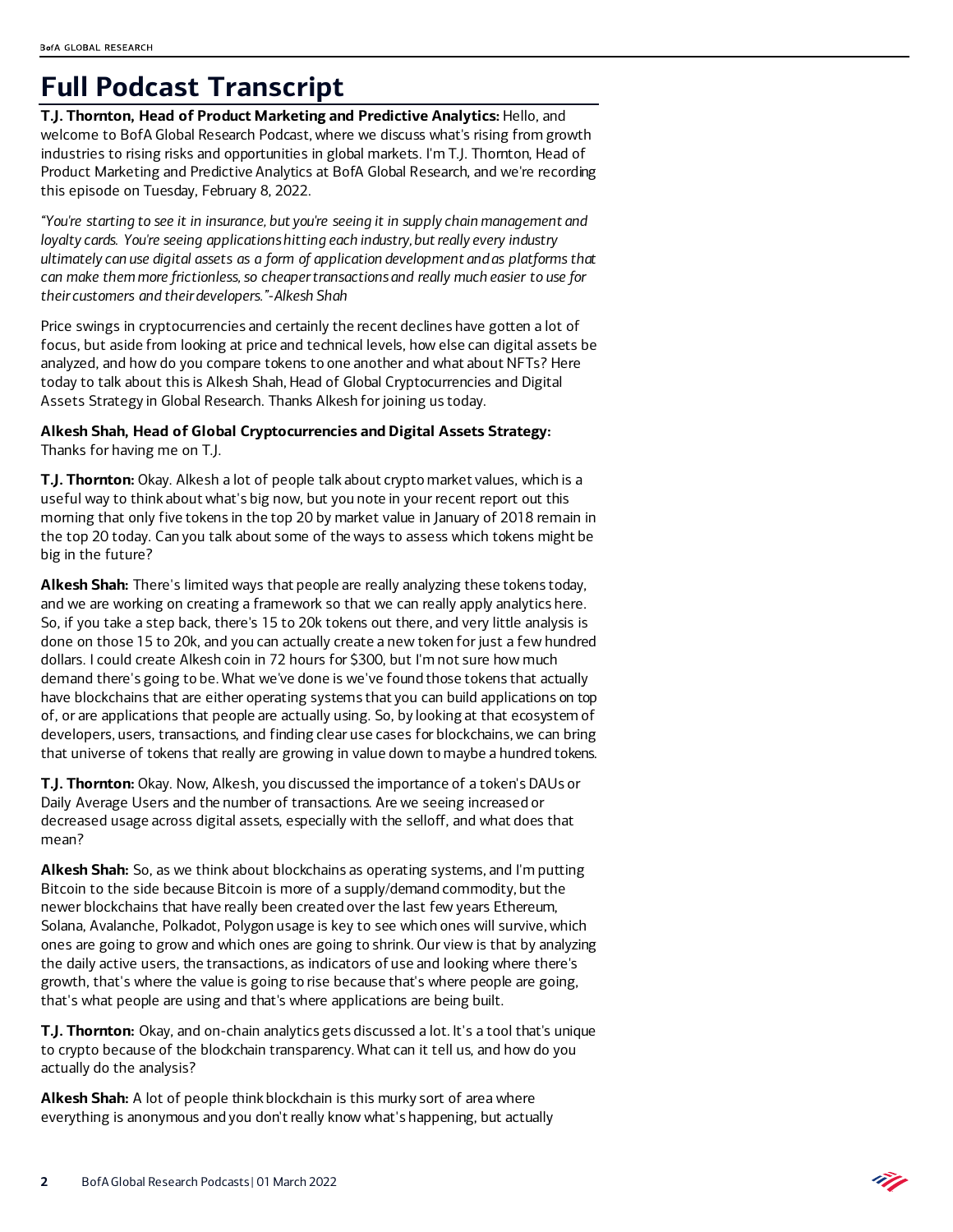# Full Podcast Transcript

**T.J. Thornton, Head of Product Marketing and Predictive Analytics:** Hello, and welcome to BofA Global Research Podcast, where we discuss what's rising from growth industries to rising risks and opportunities in global markets. I'm T.J. Thornton, Head of Product Marketing and Predictive Analytics at BofA Global Research, and we're recording this episode on Tuesday, February 8, 2022.

*"You're starting to see it in insurance, but you're seeing it in supply chain management and loyalty cards. You're seeing applications hitting each industry, but really every industry ultimately can use digital assets as a form of application development and as platforms that can make them more frictionless, so cheaper transactions and really much easier to use for their customers and their developers."-Alkesh Shah*

Price swings in cryptocurrencies and certainly the recent declines have gotten a lot of focus, but aside from looking at price and technical levels, how else can digital assets be analyzed, and how do you compare tokens to one another and what about NFTs? Here today to talk about this is Alkesh Shah, Head of Global Cryptocurrencies and Digital Assets Strategy in Global Research. Thanks Alkesh for joining us today.

**Alkesh Shah, Head of Global Cryptocurrencies and Digital Assets Strategy:** Thanks for having me on T.J.

**T.J. Thornton:** Okay. Alkesh a lot of people talk about crypto market values, which is a useful way to think about what's big now, but you note in your recent report out this morning that only five tokens in the top 20 by market value in January of 2018 remain in the top 20 today. Can you talk about some of the ways to assess which tokens might be big in the future?

**Alkesh Shah:** There's limited ways that people are really analyzing these tokens today, and we are working on creating a framework so that we can really apply analytics here. So, if you take a step back, there's 15 to 20k tokens out there, and very little analysis is done on those 15 to 20k, and you can actually create a new token for just a few hundred dollars. I could create Alkesh coin in 72 hours for $300, but I'm not sure how much demand there's going to be. What we've done is we've found those tokens that actually have blockchains that are either operating systems that you can build applications on top of, or are applications that people are actually using. So, by looking at that ecosystem of developers, users, transactions, and finding clear use cases for blockchains, we can bring that universe of tokens that really are growing in value down to maybe a hundred tokens.

**T.J. Thornton:** Okay. Now, Alkesh, you discussed the importance of a token's DAUs or Daily Average Users and the number of transactions. Are we seeing increased or decreased usage across digital assets, especially with the selloff, and what does that mean?

**Alkesh Shah:** So, as we think about blockchains as operating systems, and I'm putting Bitcoin to the side because Bitcoin is more of a supply/demand commodity, but the newer blockchains that have really been created over the last few years Ethereum, Solana, Avalanche, Polkadot, Polygon usage is key to see which ones will survive, which ones are going to grow and which ones are going to shrink. Our view is that by analyzing the daily active users, the transactions, as indicators of use and looking where there's growth, that's where the value is going to rise because that's where people are going, that's what people are using and that's where applications are being built.

**T.J. Thornton:** Okay, and on-chain analytics gets discussed a lot. It's a tool that's unique to crypto because of the blockchain transparency. What can it tell us, and how do you actually do the analysis?

**Alkesh Shah:** A lot of people think blockchain is this murky sort of area where everything is anonymous and you don't really know what's happening, but actually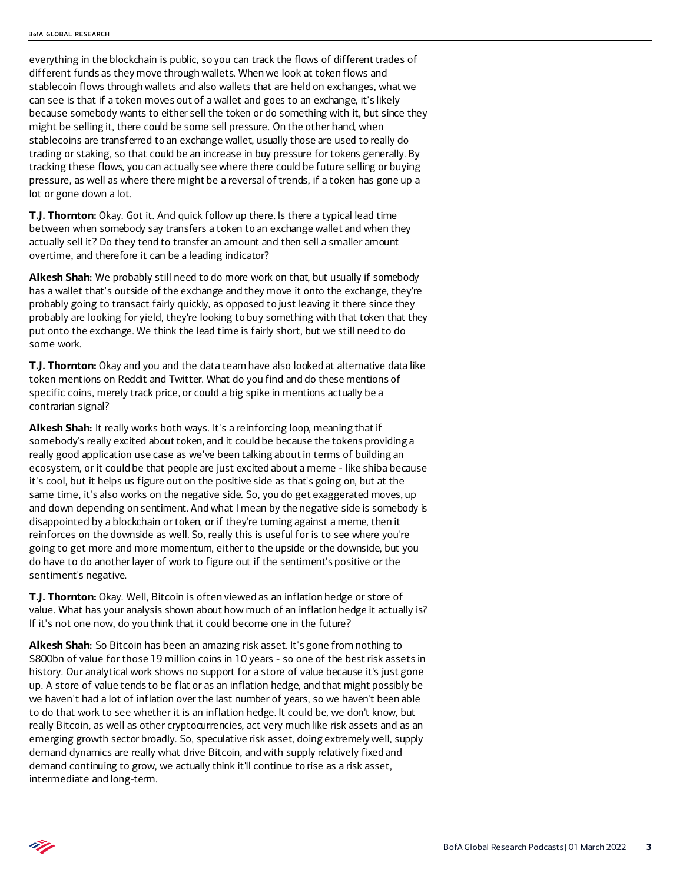everything in the blockchain is public, so you can track the flows of different trades of different funds as they move through wallets. When we look at token flows and stablecoin flows through wallets and also wallets that are held on exchanges, what we can see is that if a token moves out of a wallet and goes to an exchange, it's likely because somebody wants to either sell the token or do something with it, but since they might be selling it, there could be some sell pressure. On the other hand, when stablecoins are transferred to an exchange wallet, usually those are used to really do trading or staking, so that could be an increase in buy pressure for tokens generally. By tracking these flows, you can actually see where there could be future selling or buying pressure, as well as where there might be a reversal of trends, if a token has gone up a lot or gone down a lot.

**T.J. Thornton:** Okay. Got it. And quick follow up there. Is there a typical lead time between when somebody say transfers a token to an exchange wallet and when they actually sell it? Do they tend to transfer an amount and then sell a smaller amount overtime, and therefore it can be a leading indicator?

**Alkesh Shah:** We probably still need to do more work on that, but usually if somebody has a wallet that's outside of the exchange and they move it onto the exchange, they're probably going to transact fairly quickly, as opposed to just leaving it there since they probably are looking for yield, they're looking to buy something with that token that they put onto the exchange. We think the lead time is fairly short, but we still need to do some work.

**T.J. Thornton:** Okay and you and the data team have also looked at alternative data like token mentions on Reddit and Twitter. What do you find and do these mentions of specific coins, merely track price, or could a big spike in mentions actually be a contrarian signal?

**Alkesh Shah:** It really works both ways. It's a reinforcing loop, meaning that if somebody's really excited about token, and it could be because the tokens providing a really good application use case as we've been talking about in terms of building an ecosystem, or it could be that people are just excited about a meme - like shiba because it's cool, but it helps us figure out on the positive side as that's going on, but at the same time, it's also works on the negative side. So, you do get exaggerated moves, up and down depending on sentiment. And what I mean by the negative side is somebody is disappointed by a blockchain or token, or if they're turning against a meme, then it reinforces on the downside as well. So, really this is useful for is to see where you're going to get more and more momentum, either to the upside or the downside, but you do have to do another layer of work to figure out if the sentiment's positive or the sentiment's negative.

**T.J. Thornton:** Okay. Well, Bitcoin is often viewed as an inflation hedge or store of value. What has your analysis shown about how much of an inflation hedge it actually is? If it's not one now, do you think that it could become one in the future?

**Alkesh Shah:** So Bitcoin has been an amazing risk asset. It's gone from nothing to $800bn of value for those 19 million coins in 10 years - so one of the best risk assets in history. Our analytical work shows no support for a store of value because it's just gone up. A store of value tends to be flat or as an inflation hedge, and that might possibly be we haven't had a lot of inflation over the last number of years, so we haven't been able to do that work to see whether it is an inflation hedge. It could be, we don't know, but really Bitcoin, as well as other cryptocurrencies, act very much like risk assets and as an emerging growth sector broadly. So, speculative risk asset, doing extremely well, supply demand dynamics are really what drive Bitcoin, and with supply relatively fixed and demand continuing to grow, we actually think it'll continue to rise as a risk asset, intermediate and long-term.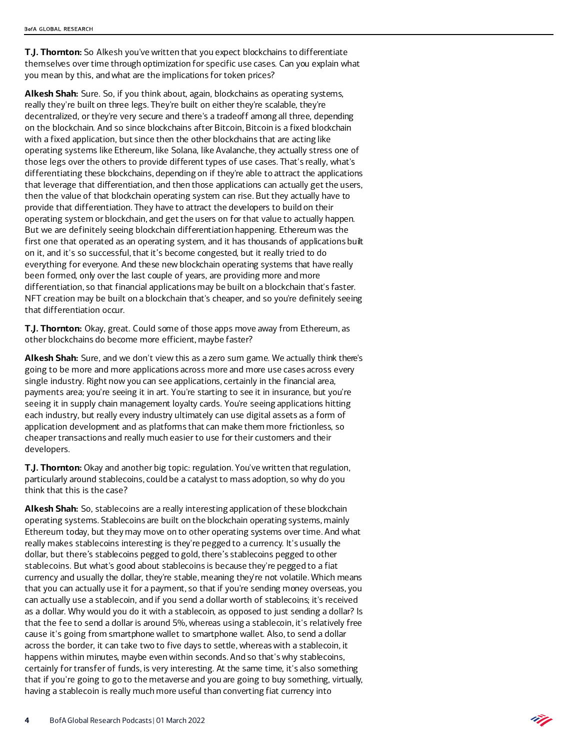**T.J. Thornton:** So Alkesh you've written that you expect blockchains to differentiate themselves over time through optimization for specific use cases. Can you explain what you mean by this, and what are the implications for token prices?

**Alkesh Shah:** Sure. So, if you think about, again, blockchains as operating systems, really they're built on three legs. They're built on either they're scalable, they're decentralized, or they're very secure and there's a tradeoff among all three, depending on the blockchain. And so since blockchains after Bitcoin, Bitcoin is a fixed blockchain with a fixed application, but since then the other blockchains that are acting like operating systems like Ethereum, like Solana, like Avalanche, they actually stress one of those legs over the others to provide different types of use cases. That's really, what's differentiating these blockchains, depending on if they're able to attract the applications that leverage that differentiation, and then those applications can actually get the users, then the value of that blockchain operating system can rise. But they actually have to provide that differentiation. They have to attract the developers to build on their operating system or blockchain, and get the users on for that value to actually happen. But we are definitely seeing blockchain differentiation happening. Ethereum was the first one that operated as an operating system, and it has thousands of applications built on it, and it's so successful, that it's become congested, but it really tried to do everything for everyone. And these new blockchain operating systems that have really been formed, only over the last couple of years, are providing more and more differentiation, so that financial applications may be built on a blockchain that's faster. NFT creation may be built on a blockchain that's cheaper, and so you're definitely seeing that differentiation occur.

**T.J. Thornton:** Okay, great. Could some of those apps move away from Ethereum, as other blockchains do become more efficient, maybe faster?

**Alkesh Shah:** Sure, and we don't view this as a zero sum game. We actually think there's going to be more and more applications across more and more use cases across every single industry. Right now you can see applications, certainly in the financial area, payments area; you're seeing it in art. You're starting to see it in insurance, but you're seeing it in supply chain management loyalty cards. You're seeing applications hitting each industry, but really every industry ultimately can use digital assets as a form of application development and as platforms that can make them more frictionless, so cheaper transactions and really much easier to use for their customers and their developers.

**T.J. Thornton:** Okay and another big topic: regulation. You've written that regulation, particularly around stablecoins, could be a catalyst to mass adoption, so why do you think that this is the case?

**Alkesh Shah:** So, stablecoins are a really interesting application of these blockchain operating systems. Stablecoins are built on the blockchain operating systems, mainly Ethereum today, but they may move on to other operating systems over time. And what really makes stablecoins interesting is they're pegged to a currency. It's usually the dollar, but there's stablecoins pegged to gold, there's stablecoins pegged to other stablecoins. But what's good about stablecoins is because they're pegged to a fiat currency and usually the dollar, they're stable, meaning they're not volatile. Which means that you can actually use it for a payment, so that if you're sending money overseas, you can actually use a stablecoin, and if you send a dollar worth of stablecoins; it's received as a dollar. Why would you do it with a stablecoin, as opposed to just sending a dollar? Is that the fee to send a dollar is around 5%, whereas using a stablecoin, it's relatively free cause it's going from smartphone wallet to smartphone wallet. Also, to send a dollar across the border, it can take two to five days to settle, whereas with a stablecoin, it happens within minutes, maybe even within seconds. And so that's why stablecoins, certainly for transfer of funds, is very interesting. At the same time, it's also something that if you're going to go to the metaverse and you are going to buy something, virtually, having a stablecoin is really much more useful than converting fiat currency into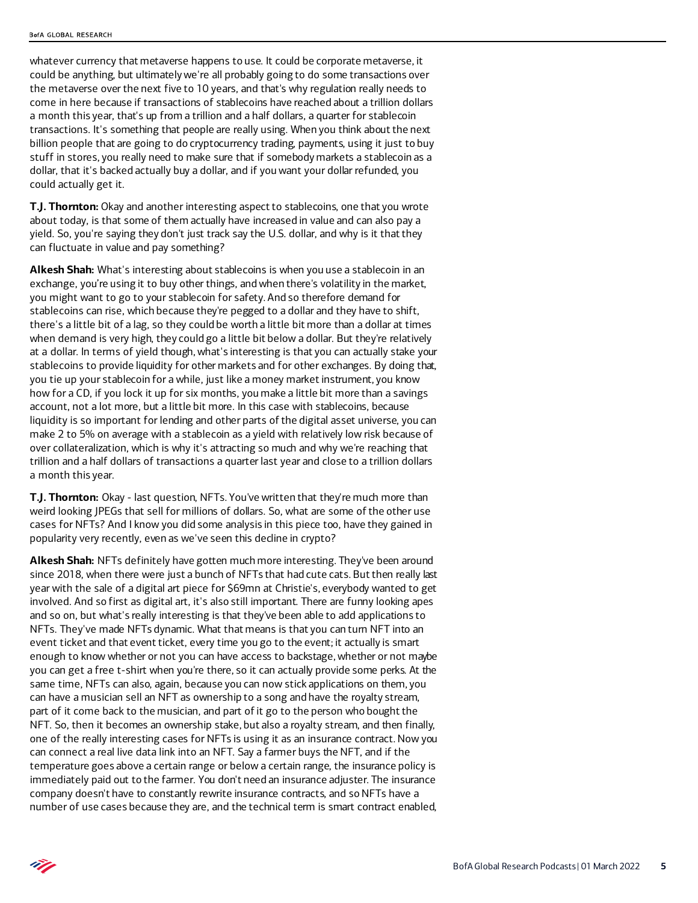whatever currency that metaverse happens to use. It could be corporate metaverse, it could be anything, but ultimately we're all probably going to do some transactions over the metaverse over the next five to 10 years, and that's why regulation really needs to come in here because if transactions of stablecoins have reached about a trillion dollars a month this year, that's up from a trillion and a half dollars, a quarter for stablecoin transactions. It's something that people are really using. When you think about the next billion people that are going to do cryptocurrency trading, payments, using it just to buy stuff in stores, you really need to make sure that if somebody markets a stablecoin as a dollar, that it's backed actually buy a dollar, and if you want your dollar refunded, you could actually get it.

**T.J. Thornton:** Okay and another interesting aspect to stablecoins, one that you wrote about today, is that some of them actually have increased in value and can also pay a yield. So, you're saying they don't just track say the U.S. dollar, and why is it that they can fluctuate in value and pay something?

**Alkesh Shah:** What's interesting about stablecoins is when you use a stablecoin in an exchange, you're using it to buy other things, and when there's volatility in the market, you might want to go to your stablecoin for safety. And so therefore demand for stablecoins can rise, which because they're pegged to a dollar and they have to shift, there's a little bit of a lag, so they could be worth a little bit more than a dollar at times when demand is very high, they could go a little bit below a dollar. But they're relatively at a dollar. In terms of yield though, what's interesting is that you can actually stake your stablecoins to provide liquidity for other markets and for other exchanges. By doing that, you tie up your stablecoin for a while, just like a money market instrument, you know how for a CD, if you lock it up for six months, you make a little bit more than a savings account, not a lot more, but a little bit more. In this case with stablecoins, because liquidity is so important for lending and other parts of the digital asset universe, you can make 2 to 5% on average with a stablecoin as a yield with relatively low risk because of over collateralization, which is why it's attracting so much and why we're reaching that trillion and a half dollars of transactions a quarter last year and close to a trillion dollars a month this year.

**T.J. Thornton:** Okay - last question, NFTs. You've written that they're much more than weird looking JPEGs that sell for millions of dollars. So, what are some of the other use cases for NFTs? And I know you did some analysis in this piece too, have they gained in popularity very recently, even as we've seen this decline in crypto?

**Alkesh Shah:** NFTs definitely have gotten much more interesting. They've been around since 2018, when there were just a bunch of NFTs that had cute cats. But then really last year with the sale of a digital art piece for $69mn at Christie's, everybody wanted to get involved. And so first as digital art, it's also still important. There are funny looking apes and so on, but what's really interesting is that they've been able to add applications to NFTs. They've made NFTs dynamic. What that means is that you can turn NFT into an event ticket and that event ticket, every time you go to the event; it actually is smart enough to know whether or not you can have access to backstage, whether or not maybe you can get a free t-shirt when you're there, so it can actually provide some perks. At the same time, NFTs can also, again, because you can now stick applications on them, you can have a musician sell an NFT as ownership to a song and have the royalty stream, part of it come back to the musician, and part of it go to the person who bought the NFT. So, then it becomes an ownership stake, but also a royalty stream, and then finally, one of the really interesting cases for NFTs is using it as an insurance contract. Now you can connect a real live data link into an NFT. Say a farmer buys the NFT, and if the temperature goes above a certain range or below a certain range, the insurance policy is immediately paid out to the farmer. You don't need an insurance adjuster. The insurance company doesn't have to constantly rewrite insurance contracts, and so NFTs have a number of use cases because they are, and the technical term is smart contract enabled,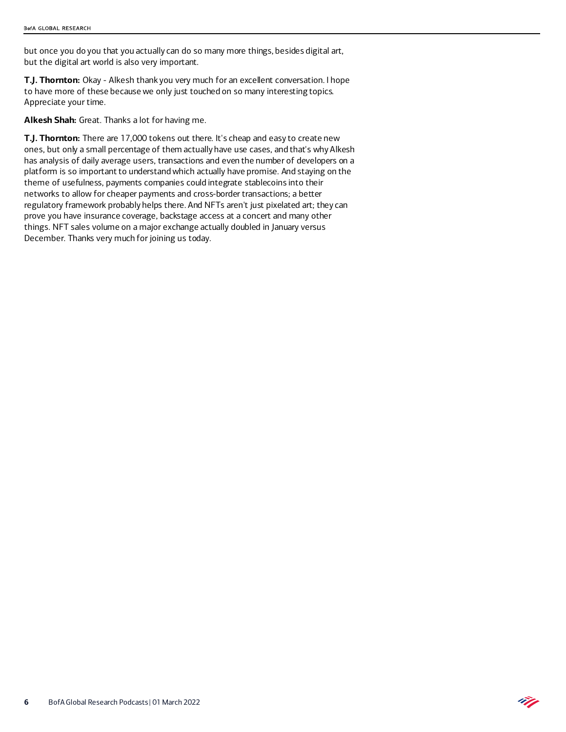but once you do you that you actually can do so many more things, besides digital art, but the digital art world is also very important.

**T.J. Thornton:** Okay - Alkesh thank you very much for an excellent conversation. I hope to have more of these because we only just touched on so many interesting topics. Appreciate your time.

**Alkesh Shah:** Great. Thanks a lot for having me.

**T.J. Thornton:** There are 17,000 tokens out there. It's cheap and easy to create new ones, but only a small percentage of them actually have use cases, and that's why Alkesh has analysis of daily average users, transactions and even the number of developers on a platform is so important to understand which actually have promise. And staying on the theme of usefulness, payments companies could integrate stablecoins into their networks to allow for cheaper payments and cross-border transactions; a better regulatory framework probably helps there. And NFTs aren't just pixelated art; they can prove you have insurance coverage, backstage access at a concert and many other things. NFT sales volume on a major exchange actually doubled in January versus December. Thanks very much for joining us today.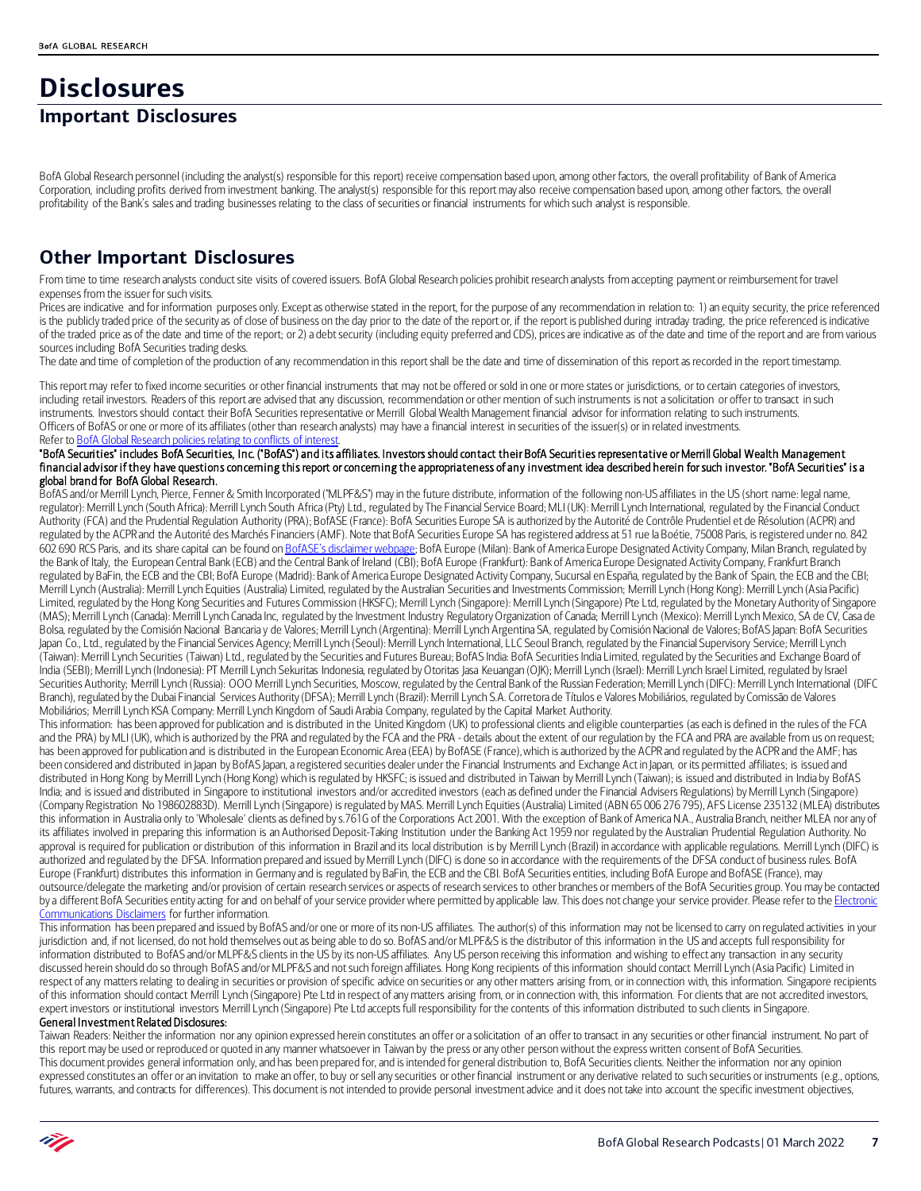# Disclosures

## Important Disclosures

BofA Global Research personnel (including the analyst(s) responsible for this report) receive compensation based upon, among other factors, the overall profitability of Bank of America Corporation, including profits derived from investment banking. The analyst(s) responsible for this report may also receive compensation based upon, among other factors, the overall profitability of the Bank's sales and trading businesses relating to the class of securities or financial instruments for which such analyst is responsible.

## Other Important Disclosures

From time to time research analysts conduct site visits of covered issuers. BofA Global Research policies prohibit research analysts from accepting payment or reimbursement for travel expenses from the issuer for such visits.

Prices are indicative and for information purposes only. Except as otherwise stated in the report, for the purpose of any recommendation in relation to: 1) an equity security, the price referenced is the publicly traded price of the security as of close of business on the day prior to the date of the report or, if the report is published during intraday trading, the price referenced is indicative of the traded price as of the date and time of the report; or 2) a debt security (including equity preferred and CDS), prices are indicative as of the date and time of the report and are from various sources including BofA Securities trading desks.

The date and time of completion of the production of any recommendation in this report shall be the date and time of dissemination of this report as recorded in the report timestamp.

This report may refer to fixed income securities or other financial instruments that may not be offered or sold in one or more states or jurisdictions, or to certain categories of investors, including retail investors. Readers of this report are advised that any discussion, recommendation or other mention of such instruments is not a solicitation or offer to transact in such instruments. Investors should contact their BofA Securities representative or Merrill Global Wealth Management financial advisor for information relating to such instruments.

Officers of BofAS or one or more of its affiliates (other than research analysts) may have a financial interest in securities of the issuer(s) or in related investments.

Refer to BofA Global Research policies relating to conflicts of interest.

**"BofA Securities" includes BofA Securities, Inc. ("BofAS") and its affiliates. Investors should contact their BofA Securities representative or Merrill Global Wealth Management financial advisor if they have questions concerning this report or concerning the appropriateness of any investment idea described herein for such investor. "BofA Securities" is a global brand for BofA Global Research.**

BofAS and/or Merrill Lynch, Pierce, Fenner & Smith Incorporated ("MLPF&S") may in the future distribute, information of the following non-US affiliates in the US (short name: legal name, regulator): Merrill Lynch (South Africa): Merrill Lynch South Africa (Pty) Ltd., regulated by The Financial Service Board; MLI (UK): Merrill Lynch International, regulated by the Financial Conduct Authority (FCA) and the Prudential Regulation Authority (PRA); BofASE (France): BofA Securities Europe SA is authorized by the Autorité de Contrôle Prudentiel et de Résolution (ACPR) and regulated by the ACPR and the Autorité des Marchés Financiers (AMF). Note that BofA Securities Europe SA has registered address at 51 rue la Boétie, 75008 Paris, is registered under no. 842 602 690 RCS Paris, and its share capital can be found on BofASE's disclaimer webpage; BofA Europe (Milan): Bank of America Europe Designated Activity Company, Milan Branch, regulated by the Bank of Italy, the European Central Bank (ECB) and the Central Bank of Ireland (CBI); BofA Europe (Frankfurt): Bank of America Europe Designated Activity Company, Frankfurt Branch regulated by BaFin, the ECB and the CBI; BofA Europe (Madrid): Bank of America Europe Designated Activity Company, Sucursal en España, regulated by the Bank of Spain, the ECB and the CBI; Merrill Lynch (Australia): Merrill Lynch Equities (Australia) Limited, regulated by the Australian Securities and Investments Commission; Merrill Lynch (Hong Kong): Merrill Lynch (Asia Pacific) Limited, regulated by the Hong Kong Securities and Futures Commission (HKSFC); Merrill Lynch (Singapore): Merrill Lynch (Singapore) Pte Ltd, regulated by the Monetary Authority of Singapore (MAS); Merrill Lynch (Canada): Merrill Lynch Canada Inc, regulated by the Investment Industry Regulatory Organization of Canada; Merrill Lynch (Mexico): Merrill Lynch Mexico, SA de CV, Casa de Bolsa, regulated by the Comisión Nacional Bancaria y de Valores; Merrill Lynch (Argentina): Merrill Lynch Argentina SA, regulated by Comisión Nacional de Valores; BofAS Japan: BofA Securities Japan Co., Ltd., regulated by the Financial Services Agency; Merrill Lynch (Seoul): Merrill Lynch International, LLC Seoul Branch, regulated by the Financial Supervisory Service; Merrill Lynch (Taiwan): Merrill Lynch Securities (Taiwan) Ltd., regulated by the Securities and Futures Bureau; BofAS India: BofA Securities India Limited, regulated by the Securities and Exchange Board of India (SEBI); Merrill Lynch (Indonesia): PT Merrill Lynch Sekuritas Indonesia, regulated by Otoritas Jasa Keuangan (OJK); Merrill Lynch (Israel): Merrill Lynch Israel Limited, regulated by Israel Securities Authority; Merrill Lynch (Russia): OOO Merrill Lynch Securities, Moscow, regulated by the Central Bank of the Russian Federation; Merrill Lynch (DIFC): Merrill Lynch International (DIFC Branch), regulated by the Dubai Financial Services Authority (DFSA); Merrill Lynch (Brazil): Merrill Lynch S.A. Corretora de Títulos e Valores Mobiliários, regulated by Comissão de Valores Mobiliários; Merrill Lynch KSA Company: Merrill Lynch Kingdom of Saudi Arabia Company, regulated by the Capital Market Authority.

This information: has been approved for publication and is distributed in the United Kingdom (UK) to professional clients and eligible counterparties (as each is defined in the rules of the FCA and the PRA) by MLI (UK), which is authorized by the PRA and regulated by the FCA and the PRA - details about the extent of our regulation by the FCA and PRA are available from us on request; has been approved for publication and is distributed in the European Economic Area (EEA) by BofASE (France), which is authorized by the ACPR and regulated by the ACPR and the AMF; has been considered and distributed in Japan by BofAS Japan, a registered securities dealer under the Financial Instruments and Exchange Act in Japan, or its permitted affiliates; is issued and distributed in Hong Kong by Merrill Lynch (Hong Kong) which is regulated by HKSFC; is issued and distributed in Taiwan by Merrill Lynch (Taiwan); is issued and distributed in India by BofAS India; and is issued and distributed in Singapore to institutional investors and/or accredited investors (each as defined under the Financial Advisers Regulations) by Merrill Lynch (Singapore) (Company Registration No 198602883D). Merrill Lynch (Singapore) is regulated by MAS. Merrill Lynch Equities (Australia) Limited (ABN 65 006 276 795), AFS License 235132 (MLEA) distributes this information in Australia only to 'Wholesale' clients as defined by s.761G of the Corporations Act 2001. With the exception of Bank of America N.A., Australia Branch, neither MLEA nor any of its affiliates involved in preparing this information is an Authorised Deposit-Taking Institution under the Banking Act 1959 nor regulated by the Australian Prudential Regulation Authority. No approval is required for publication or distribution of this information in Brazil and its local distribution is by Merrill Lynch (Brazil) in accordance with applicable regulations. Merrill Lynch (DIFC) is authorized and regulated by the DFSA. Information prepared and issued by Merrill Lynch (DIFC) is done so in accordance with the requirements of the DFSA conduct of business rules. BofA Europe (Frankfurt) distributes this information in Germany and is regulated by BaFin, the ECB and the CBI. BofA Securities entities, including BofA Europe and BofASE (France), may outsource/delegate the marketing and/or provision of certain research services or aspects of research services to other branches or members of the BofA Securities group. You may be contacted by a different BofA Securities entity acting for and on behalf of your service provider where permitted by applicable law. This does not change your service provider. Please refer to the Electronic Communications Disclaimers for further information.

This information has been prepared and issued by BofAS and/or one or more of its non-US affiliates. The author(s) of this information may not be licensed to carry on regulated activities in your jurisdiction and, if not licensed, do not hold themselves out as being able to do so. BofAS and/or MLPF&S is the distributor of this information in the US and accepts full responsibility for information distributed to BofAS and/or MLPF&S clients in the US by its non-US affiliates. Any US person receiving this information and wishing to effect any transaction in any security discussed herein should do so through BofAS and/or MLPF&S and not such foreign affiliates. Hong Kong recipients of this information should contact Merrill Lynch (Asia Pacific) Limited in respect of any matters relating to dealing in securities or provision of specific advice on securities or any other matters arising from, or in connection with, this information. Singapore recipients of this information should contact Merrill Lynch (Singapore) Pte Ltd in respect of any matters arising from, or in connection with, this information. For clients that are not accredited investors, expert investors or institutional investors Merrill Lynch (Singapore) Pte Ltd accepts full responsibility for the contents of this information distributed to such clients in Singapore.

**General Investment Related Disclosures:**

Taiwan Readers: Neither the information nor any opinion expressed herein constitutes an offer or a solicitation of an offer to transact in any securities or other financial instrument. No part of this report may be used or reproduced or quoted in any manner whatsoever in Taiwan by the press or any other person without the express written consent of BofA Securities.

This document provides general information only, and has been prepared for, and is intended for general distribution to, BofA Securities clients. Neither the information nor any opinion expressed constitutes an offer or an invitation to make an offer, to buy or sell any securities or other financial instrument or any derivative related to such securities or instruments (e.g., options, futures, warrants, and contracts for differences). This document is not intended to provide personal investment advice and it does not take into account the specific investment objectives,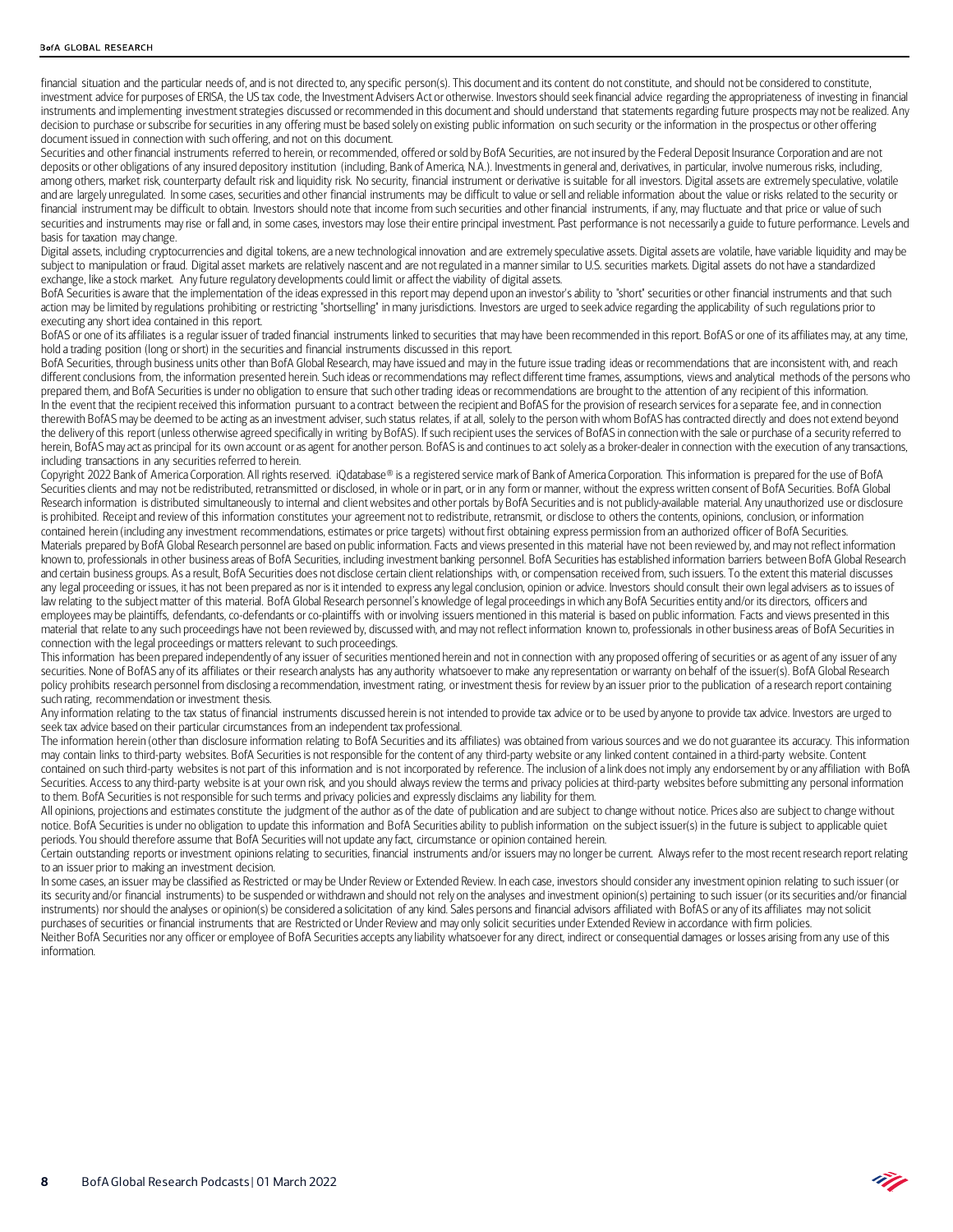financial situation and the particular needs of, and is not directed to, any specific person(s). This document and its content do not constitute, and should not be considered to constitute, investment advice for purposes of ERISA, the US tax code, the Investment Advisers Act or otherwise. Investors should seek financial advice regarding the appropriateness of investing in financial instruments and implementing investment strategies discussed or recommended in this document and should understand that statements regarding future prospects may not be realized. Any decision to purchase or subscribe for securities in any offering must be based solely on existing public information on such security or the information in the prospectus or other offering document issued in connection with such offering, and not on this document.

Securities and other financial instruments referred to herein, or recommended, offered or sold by BofA Securities, are not insured by the Federal Deposit Insurance Corporation and are not deposits or other obligations of any insured depository institution (including, Bank of America, N.A.). Investments in general and, derivatives, in particular, involve numerous risks, including, among others, market risk, counterparty default risk and liquidity risk. No security, financial instrument or derivative is suitable for all investors. Digital assets are extremely speculative, volatile and are largely unregulated. In some cases, securities and other financial instruments may be difficult to value or sell and reliable information about the value or risks related to the security or financial instrument may be difficult to obtain. Investors should note that income from such securities and other financial instruments, if any, may fluctuate and that price or value of such securities and instruments may rise or fall and, in some cases, investors may lose their entire principal investment. Past performance is not necessarily a guide to future performance. Levels and basis for taxation may change.

Digital assets, including cryptocurrencies and digital tokens, are a new technological innovation and are extremely speculative assets. Digital assets are volatile, have variable liquidity and may be subject to manipulation or fraud. Digital asset markets are relatively nascent and are not regulated in a manner similar to U.S. securities markets. Digital assets do not have a standardized exchange, like a stock market. Any future regulatory developments could limit or affect the viability of digital assets.

BofA Securities is aware that the implementation of the ideas expressed in this report may depend upon an investor's ability to "short" securities or other financial instruments and that such action may be limited by regulations prohibiting or restricting "shortselling" in many jurisdictions. Investors are urged to seek advice regarding the applicability of such regulations prior to executing any short idea contained in this report.

BofAS or one of its affiliates is a regular issuer of traded financial instruments linked to securities that may have been recommended in this report. BofAS or one of its affiliates may, at any time, hold a trading position (long or short) in the securities and financial instruments discussed in this report.

BofA Securities, through business units other than BofA Global Research, may have issued and may in the future issue trading ideas or recommendations that are inconsistent with, and reach different conclusions from, the information presented herein. Such ideas or recommendations may reflect different time frames, assumptions, views and analytical methods of the persons who prepared them, and BofA Securities is under no obligation to ensure that such other trading ideas or recommendations are brought to the attention of any recipient of this information.

In the event that the recipient received this information pursuant to a contract between the recipient and BofAS for the provision of research services for a separate fee, and in connection therewith BofAS may be deemed to be acting as an investment adviser, such status relates, if at all, solely to the person with whom BofAS has contracted directly and does not extend beyond the delivery of this report (unless otherwise agreed specifically in writing by BofAS). If such recipient uses the services of BofAS in connection with the sale or purchase of a security referred to herein, BofAS may act as principal for its own account or as agent for another person. BofAS is and continues to act solely as a broker-dealer in connection with the execution of any transactions, including transactions in any securities referred to herein.

Copyright 2022 Bank of America Corporation. All rights reserved. iQdatabase® is a registered service mark of Bank of America Corporation. This information is prepared for the use of BofA Securities clients and may not be redistributed, retransmitted or disclosed, in whole or in part, or in any form or manner, without the express written consent of BofA Securities. BofA Global Research information is distributed simultaneously to internal and client websites and other portals by BofA Securities and is not publicly-available material. Any unauthorized use or disclosure is prohibited. Receipt and review of this information constitutes your agreement not to redistribute, retransmit, or disclose to others the contents, opinions, conclusion, or information contained herein (including any investment recommendations, estimates or price targets) without first obtaining express permission from an authorized officer of BofA Securities.

Materials prepared by BofA Global Research personnel are based on public information. Facts and views presented in this material have not been reviewed by, and may not reflect information known to, professionals in other business areas of BofA Securities, including investment banking personnel. BofA Securities has established information barriers between BofA Global Research and certain business groups. As a result, BofA Securities does not disclose certain client relationships with, or compensation received from, such issuers. To the extent this material discusses any legal proceeding or issues, it has not been prepared as nor is it intended to express any legal conclusion, opinion or advice. Investors should consult their own legal advisers as to issues of law relating to the subject matter of this material. BofA Global Research personnel's knowledge of legal proceedings in which any BofA Securities entity and/or its directors, officers and employees may be plaintiffs, defendants, co-defendants or co-plaintiffs with or involving issuers mentioned in this material is based on public information. Facts and views presented in this material that relate to any such proceedings have not been reviewed by, discussed with, and may not reflect information known to, professionals in other business areas of BofA Securities in connection with the legal proceedings or matters relevant to such proceedings.

This information has been prepared independently of any issuer of securities mentioned herein and not in connection with any proposed offering of securities or as agent of any issuer of any securities. None of BofAS any of its affiliates or their research analysts has any authority whatsoever to make any representation or warranty on behalf of the issuer(s). BofA Global Research policy prohibits research personnel from disclosing a recommendation, investment rating, or investment thesis for review by an issuer prior to the publication of a research report containing such rating, recommendation or investment thesis.

Any information relating to the tax status of financial instruments discussed herein is not intended to provide tax advice or to be used by anyone to provide tax advice. Investors are urged to seek tax advice based on their particular circumstances from an independent tax professional.

The information herein (other than disclosure information relating to BofA Securities and its affiliates) was obtained from various sources and we do not guarantee its accuracy. This information may contain links to third-party websites. BofA Securities is not responsible for the content of any third-party website or any linked content contained in a third-party website. Content contained on such third-party websites is not part of this information and is not incorporated by reference. The inclusion of a link does not imply any endorsement by or any affiliation with BofA Securities. Access to any third-party website is at your own risk, and you should always review the terms and privacy policies at third-party websites before submitting any personal information to them. BofA Securities is not responsible for such terms and privacy policies and expressly disclaims any liability for them.

All opinions, projections and estimates constitute the judgment of the author as of the date of publication and are subject to change without notice. Prices also are subject to change without notice. BofA Securities is under no obligation to update this information and BofA Securities ability to publish information on the subject issuer(s) in the future is subject to applicable quiet periods. You should therefore assume that BofA Securities will not update any fact, circumstance or opinion contained herein.

Certain outstanding reports or investment opinions relating to securities, financial instruments and/or issuers may no longer be current. Always refer to the most recent research report relating to an issuer prior to making an investment decision.

In some cases, an issuer may be classified as Restricted or may be Under Review or Extended Review. In each case, investors should consider any investment opinion relating to such issuer (or its security and/or financial instruments) to be suspended or withdrawn and should not rely on the analyses and investment opinion(s) pertaining to such issuer (or its securities and/or financial instruments) nor should the analyses or opinion(s) be considered a solicitation of any kind. Sales persons and financial advisors affiliated with BofAS or any of its affiliates may not solicit purchases of securities or financial instruments that are Restricted or Under Review and may only solicit securities under Extended Review in accordance with firm policies.

Neither BofA Securities nor any officer or employee of BofA Securities accepts any liability whatsoever for any direct, indirect or consequential damages or losses arising from any use of this information.